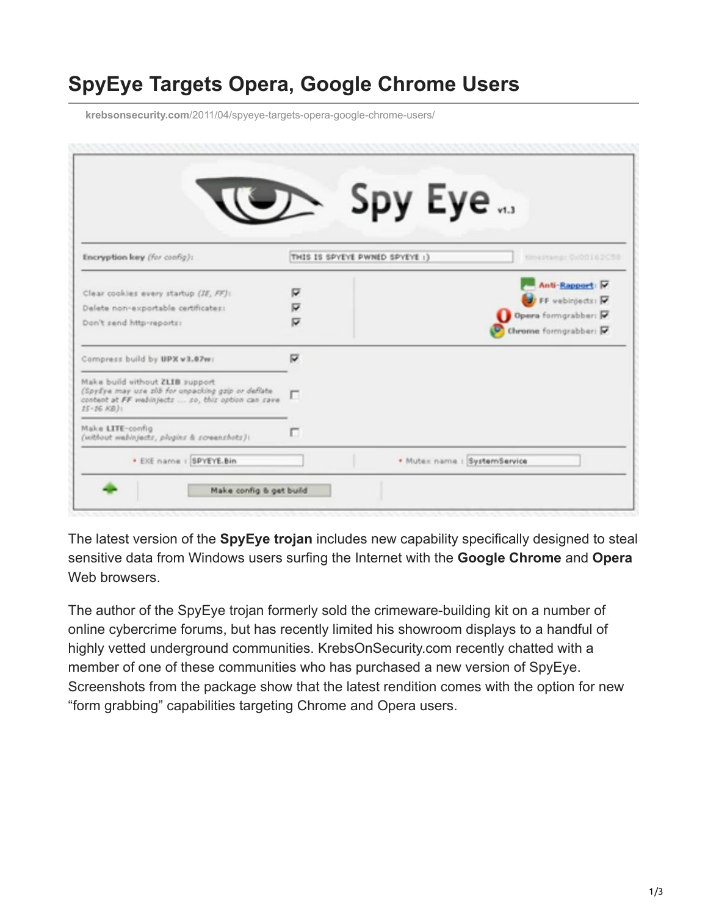# SpyEye Targets Opera, Google Chrome Users

krebsonsecurity.com/2011/04/spyeye-targets-opera-google-chrome-users/

The latest version of the **SpyEye trojan** includes new capability specifically designed to steal sensitive data from Windows users surfing the Internet with the **Google Chrome** and **Opera** Web browsers.

The author of the SpyEye trojan formerly sold the crimeware-building kit on a number of online cybercrime forums, but has recently limited his showroom displays to a handful of highly vetted underground communities. KrebsOnSecurity.com recently chatted with a member of one of these communities who has purchased a new version of SpyEye. Screenshots from the package show that the latest rendition comes with the option for new "form grabbing" capabilities targeting Chrome and Opera users.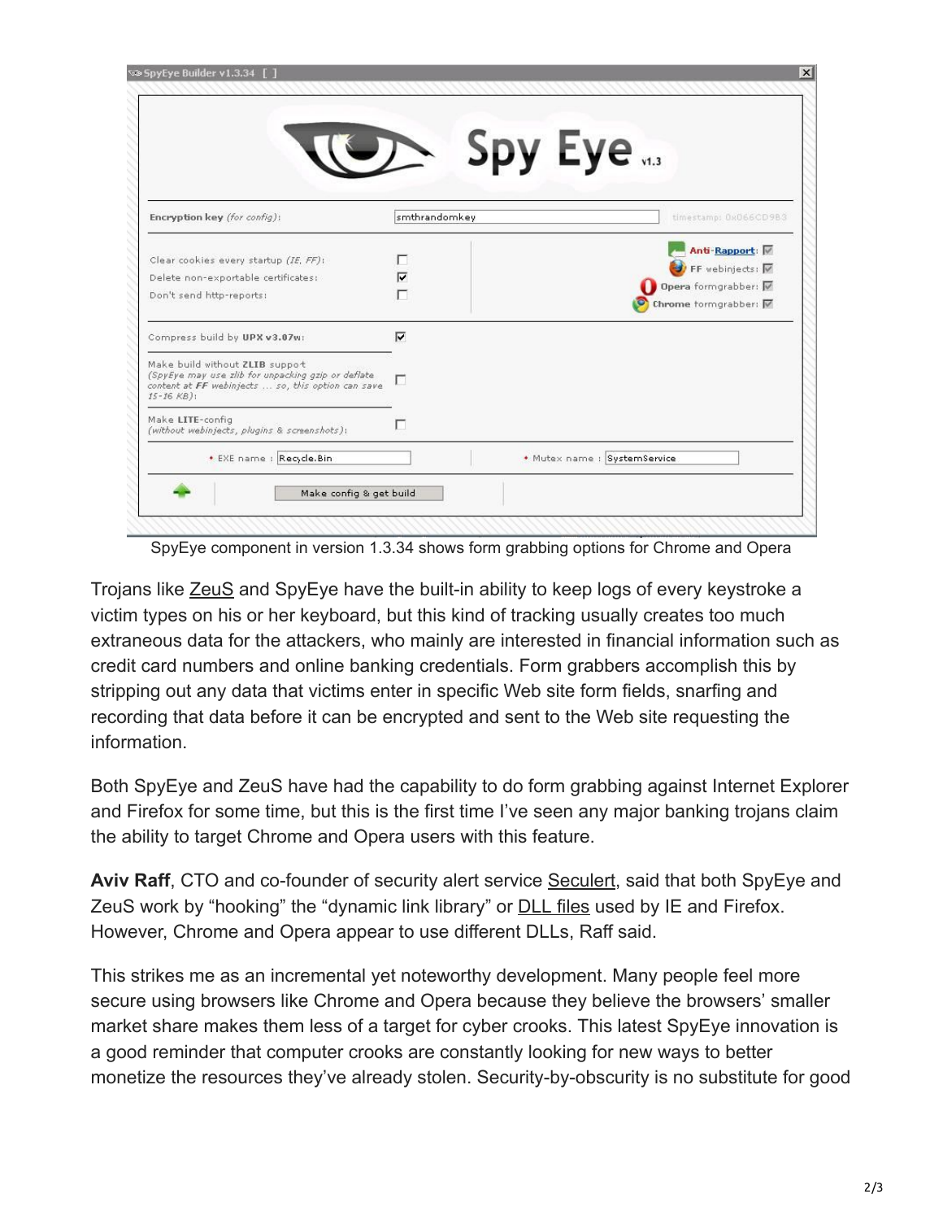SpyEye component in version 1.3.34 shows form grabbing options for Chrome and Opera

Trojans like ZeuS and SpyEye have the built-in ability to keep logs of every keystroke a victim types on his or her keyboard, but this kind of tracking usually creates too much extraneous data for the attackers, who mainly are interested in financial information such as credit card numbers and online banking credentials. Form grabbers accomplish this by stripping out any data that victims enter in specific Web site form fields, snarfing and recording that data before it can be encrypted and sent to the Web site requesting the information.

Both SpyEye and ZeuS have had the capability to do form grabbing against Internet Explorer and Firefox for some time, but this is the first time I've seen any major banking trojans claim the ability to target Chrome and Opera users with this feature.

**Aviv Raff**, CTO and co-founder of security alert service Seculert, said that both SpyEye and ZeuS work by "hooking" the "dynamic link library" or DLL files used by IE and Firefox. However, Chrome and Opera appear to use different DLLs, Raff said.

This strikes me as an incremental yet noteworthy development. Many people feel more secure using browsers like Chrome and Opera because they believe the browsers' smaller market share makes them less of a target for cyber crooks. This latest SpyEye innovation is a good reminder that computer crooks are constantly looking for new ways to better monetize the resources they've already stolen. Security-by-obscurity is no substitute for good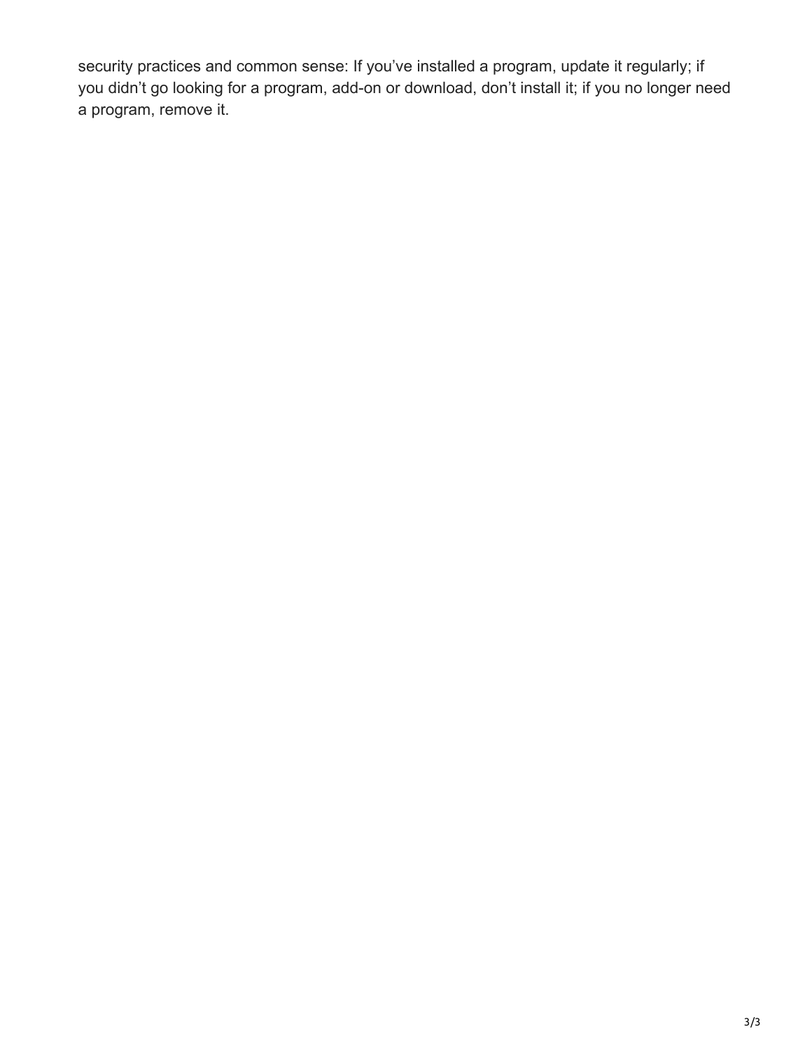security practices and common sense: If you’ve installed a program, update it regularly; if you didn’t go looking for a program, add-on or download, don’t install it; if you no longer need a program, remove it.